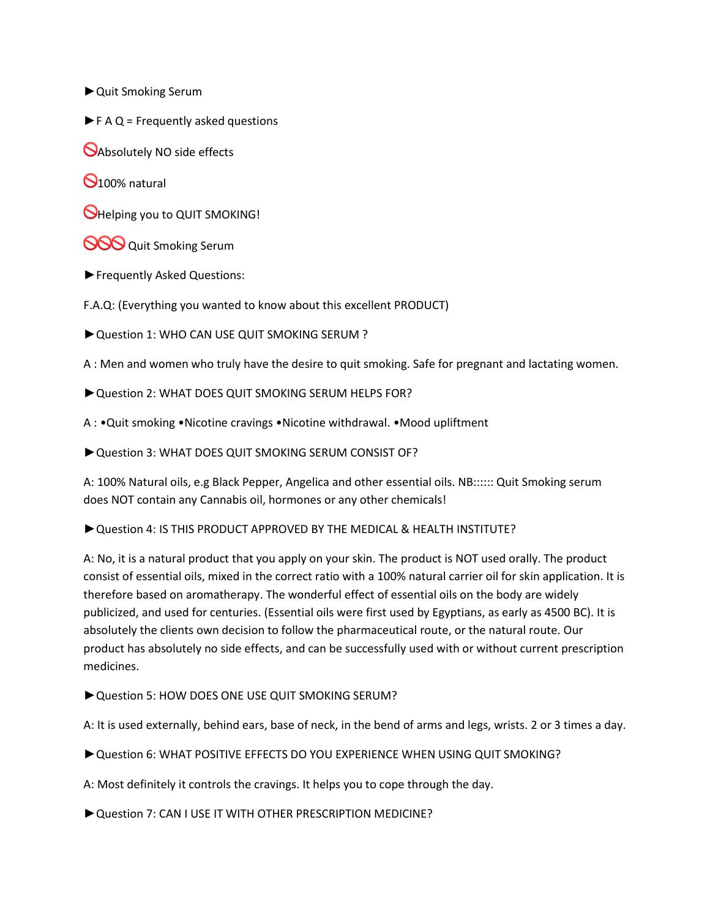►Quit Smoking Serum

►F A Q = Frequently asked questions

🚫Absolutely NO side effects

🚫100% natural

🚫Helping you to QUIT SMOKING!

🚫🚫🚫 Quit Smoking Serum

►Frequently Asked Questions:

F.A.Q: (Everything you wanted to know about this excellent PRODUCT)

►Question 1: WHO CAN USE QUIT SMOKING SERUM ?

A : Men and women who truly have the desire to quit smoking. Safe for pregnant and lactating women.

►Question 2: WHAT DOES QUIT SMOKING SERUM HELPS FOR?

A : •Quit smoking •Nicotine cravings •Nicotine withdrawal. •Mood upliftment

►Question 3: WHAT DOES QUIT SMOKING SERUM CONSIST OF?

A: 100% Natural oils, e.g Black Pepper, Angelica and other essential oils. NB:::::: Quit Smoking serum does NOT contain any Cannabis oil, hormones or any other chemicals!

►Question 4: IS THIS PRODUCT APPROVED BY THE MEDICAL & HEALTH INSTITUTE?

A: No, it is a natural product that you apply on your skin. The product is NOT used orally. The product consist of essential oils, mixed in the correct ratio with a 100% natural carrier oil for skin application. It is therefore based on aromatherapy. The wonderful effect of essential oils on the body are widely publicized, and used for centuries. (Essential oils were first used by Egyptians, as early as 4500 BC). It is absolutely the clients own decision to follow the pharmaceutical route, or the natural route. Our product has absolutely no side effects, and can be successfully used with or without current prescription medicines.

►Question 5: HOW DOES ONE USE QUIT SMOKING SERUM?

A: It is used externally, behind ears, base of neck, in the bend of arms and legs, wrists. 2 or 3 times a day.

►Question 6: WHAT POSITIVE EFFECTS DO YOU EXPERIENCE WHEN USING QUIT SMOKING?

A: Most definitely it controls the cravings. It helps you to cope through the day.

►Question 7: CAN I USE IT WITH OTHER PRESCRIPTION MEDICINE?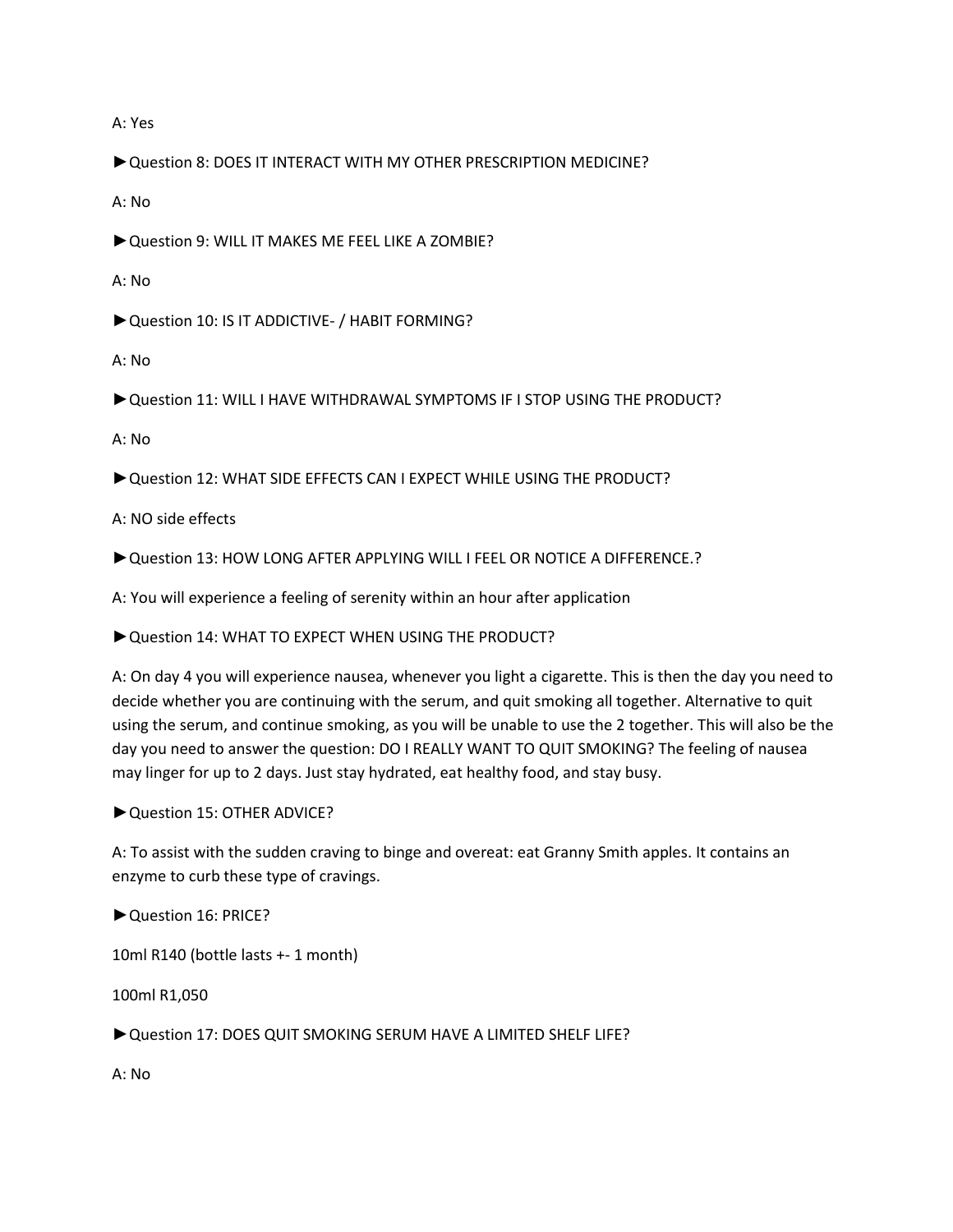A: Yes

►Question 8: DOES IT INTERACT WITH MY OTHER PRESCRIPTION MEDICINE?

A: No

►Question 9: WILL IT MAKES ME FEEL LIKE A ZOMBIE?

A: No

►Question 10: IS IT ADDICTIVE- / HABIT FORMING?

A: No

►Question 11: WILL I HAVE WITHDRAWAL SYMPTOMS IF I STOP USING THE PRODUCT?

A: No

►Question 12: WHAT SIDE EFFECTS CAN I EXPECT WHILE USING THE PRODUCT?

A: NO side effects

►Question 13: HOW LONG AFTER APPLYING WILL I FEEL OR NOTICE A DIFFERENCE.?

A: You will experience a feeling of serenity within an hour after application

►Question 14: WHAT TO EXPECT WHEN USING THE PRODUCT?

A: On day 4 you will experience nausea, whenever you light a cigarette. This is then the day you need to decide whether you are continuing with the serum, and quit smoking all together. Alternative to quit using the serum, and continue smoking, as you will be unable to use the 2 together. This will also be the day you need to answer the question: DO I REALLY WANT TO QUIT SMOKING? The feeling of nausea may linger for up to 2 days. Just stay hydrated, eat healthy food, and stay busy.

►Question 15: OTHER ADVICE?

A: To assist with the sudden craving to binge and overeat: eat Granny Smith apples. It contains an enzyme to curb these type of cravings.

►Question 16: PRICE?

10ml R140 (bottle lasts +- 1 month)

100ml R1,050

►Question 17: DOES QUIT SMOKING SERUM HAVE A LIMITED SHELF LIFE?

A: No